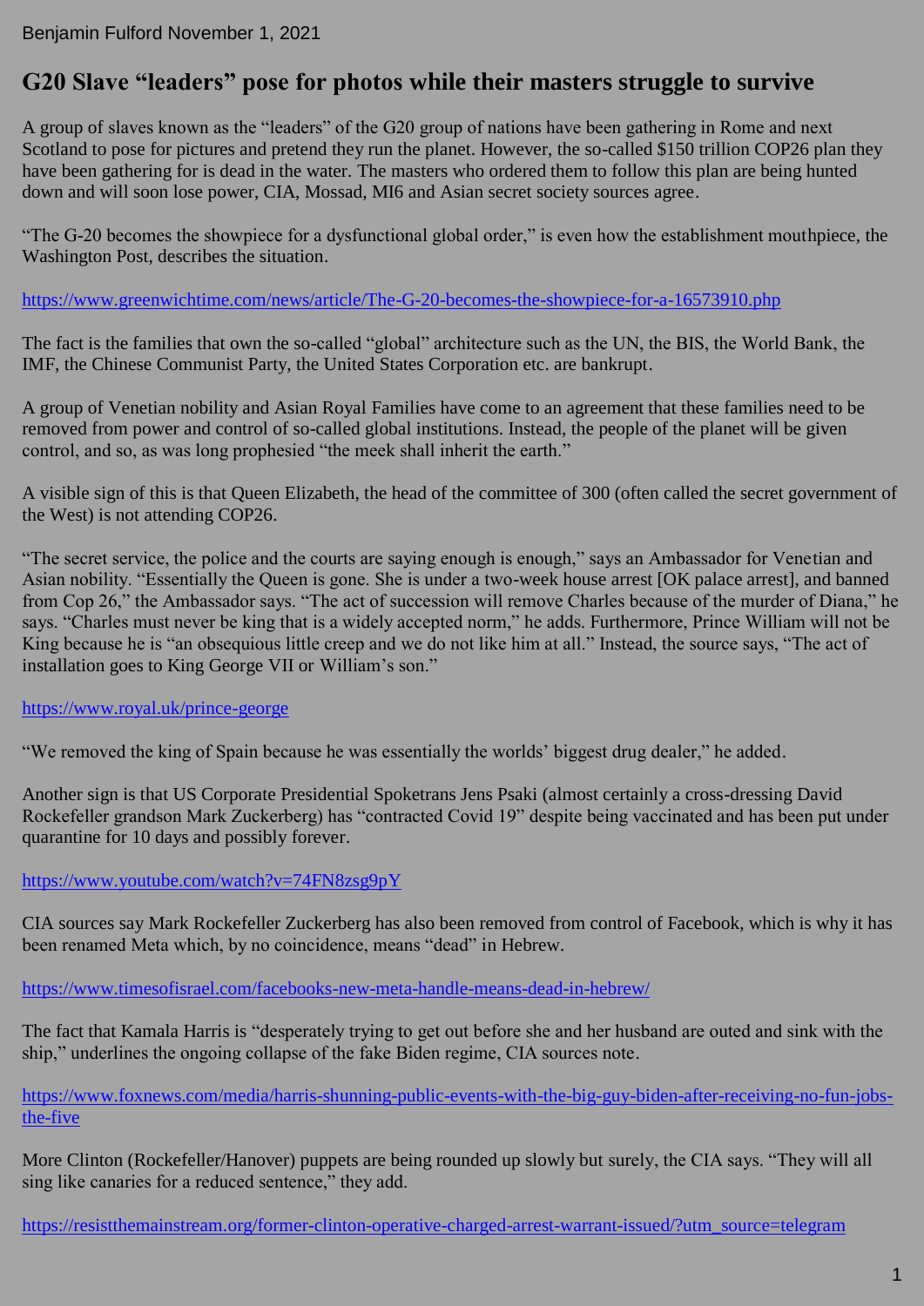Benjamin Fulford November 1, 2021

## G20 Slave "leaders" pose for photos while their masters struggle to survive

A group of slaves known as the "leaders" of the G20 group of nations have been gathering in Rome and next Scotland to pose for pictures and pretend they run the planet. However, the so-called $150 trillion COP26 plan they have been gathering for is dead in the water. The masters who ordered them to follow this plan are being hunted down and will soon lose power, CIA, Mossad, MI6 and Asian secret society sources agree.

"The G-20 becomes the showpiece for a dysfunctional global order," is even how the establishment mouthpiece, the Washington Post, describes the situation.

https://www.greenwichtime.com/news/article/The-G-20-becomes-the-showpiece-for-a-16573910.php

The fact is the families that own the so-called "global" architecture such as the UN, the BIS, the World Bank, the IMF, the Chinese Communist Party, the United States Corporation etc. are bankrupt.

A group of Venetian nobility and Asian Royal Families have come to an agreement that these families need to be removed from power and control of so-called global institutions. Instead, the people of the planet will be given control, and so, as was long prophesied "the meek shall inherit the earth."

A visible sign of this is that Queen Elizabeth, the head of the committee of 300 (often called the secret government of the West) is not attending COP26.

"The secret service, the police and the courts are saying enough is enough," says an Ambassador for Venetian and Asian nobility. "Essentially the Queen is gone. She is under a two-week house arrest [OK palace arrest], and banned from Cop 26," the Ambassador says. "The act of succession will remove Charles because of the murder of Diana," he says. "Charles must never be king that is a widely accepted norm," he adds. Furthermore, Prince William will not be King because he is "an obsequious little creep and we do not like him at all." Instead, the source says, "The act of installation goes to King George VII or William's son."

https://www.royal.uk/prince-george

"We removed the king of Spain because he was essentially the worlds' biggest drug dealer," he added.

Another sign is that US Corporate Presidential Spoketrans Jens Psaki (almost certainly a cross-dressing David Rockefeller grandson Mark Zuckerberg) has "contracted Covid 19" despite being vaccinated and has been put under quarantine for 10 days and possibly forever.

https://www.youtube.com/watch?v=74FN8zsg9pY

CIA sources say Mark Rockefeller Zuckerberg has also been removed from control of Facebook, which is why it has been renamed Meta which, by no coincidence, means "dead" in Hebrew.

https://www.timesofisrael.com/facebooks-new-meta-handle-means-dead-in-hebrew/

The fact that Kamala Harris is "desperately trying to get out before she and her husband are outed and sink with the ship," underlines the ongoing collapse of the fake Biden regime, CIA sources note.

https://www.foxnews.com/media/harris-shunning-public-events-with-the-big-guy-biden-after-receiving-no-fun-jobs-the-five

More Clinton (Rockefeller/Hanover) puppets are being rounded up slowly but surely, the CIA says. "They will all sing like canaries for a reduced sentence," they add.

https://resistthemainstream.org/former-clinton-operative-charged-arrest-warrant-issued/?utm_source=telegram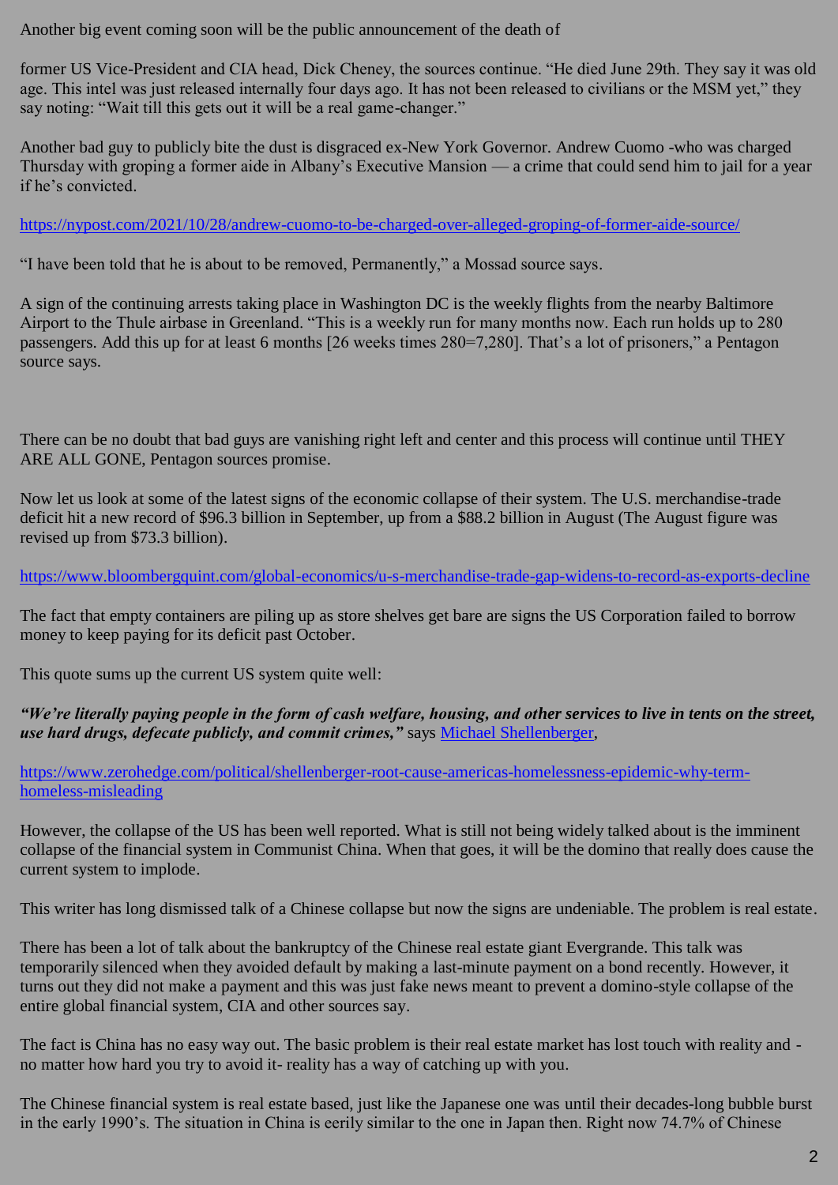Another big event coming soon will be the public announcement of the death of

former US Vice-President and CIA head, Dick Cheney, the sources continue. "He died June 29th. They say it was old age. This intel was just released internally four days ago. It has not been released to civilians or the MSM yet," they say noting: "Wait till this gets out it will be a real game-changer."

Another bad guy to publicly bite the dust is disgraced ex-New York Governor. Andrew Cuomo -who was charged Thursday with groping a former aide in Albany's Executive Mansion — a crime that could send him to jail for a year if he's convicted.

https://nypost.com/2021/10/28/andrew-cuomo-to-be-charged-over-alleged-groping-of-former-aide-source/

"I have been told that he is about to be removed, Permanently," a Mossad source says.

A sign of the continuing arrests taking place in Washington DC is the weekly flights from the nearby Baltimore Airport to the Thule airbase in Greenland. "This is a weekly run for many months now. Each run holds up to 280 passengers. Add this up for at least 6 months [26 weeks times 280=7,280]. That's a lot of prisoners," a Pentagon source says.

There can be no doubt that bad guys are vanishing right left and center and this process will continue until THEY ARE ALL GONE, Pentagon sources promise.

Now let us look at some of the latest signs of the economic collapse of their system. The U.S. merchandise-trade deficit hit a new record of $96.3 billion in September, up from a $88.2 billion in August (The August figure was revised up from $73.3 billion).

https://www.bloombergquint.com/global-economics/u-s-merchandise-trade-gap-widens-to-record-as-exports-decline

The fact that empty containers are piling up as store shelves get bare are signs the US Corporation failed to borrow money to keep paying for its deficit past October.

This quote sums up the current US system quite well:

***"We're literally paying people in the form of cash welfare, housing, and other services to live in tents on the street, use hard drugs, defecate publicly, and commit crimes,"*** says Michael Shellenberger,

https://www.zerohedge.com/political/shellenberger-root-cause-americas-homelessness-epidemic-why-term-homeless-misleading

However, the collapse of the US has been well reported. What is still not being widely talked about is the imminent collapse of the financial system in Communist China. When that goes, it will be the domino that really does cause the current system to implode.

This writer has long dismissed talk of a Chinese collapse but now the signs are undeniable. The problem is real estate.

There has been a lot of talk about the bankruptcy of the Chinese real estate giant Evergrande. This talk was temporarily silenced when they avoided default by making a last-minute payment on a bond recently. However, it turns out they did not make a payment and this was just fake news meant to prevent a domino-style collapse of the entire global financial system, CIA and other sources say.

The fact is China has no easy way out. The basic problem is their real estate market has lost touch with reality and - no matter how hard you try to avoid it- reality has a way of catching up with you.

The Chinese financial system is real estate based, just like the Japanese one was until their decades-long bubble burst in the early 1990's. The situation in China is eerily similar to the one in Japan then. Right now 74.7% of Chinese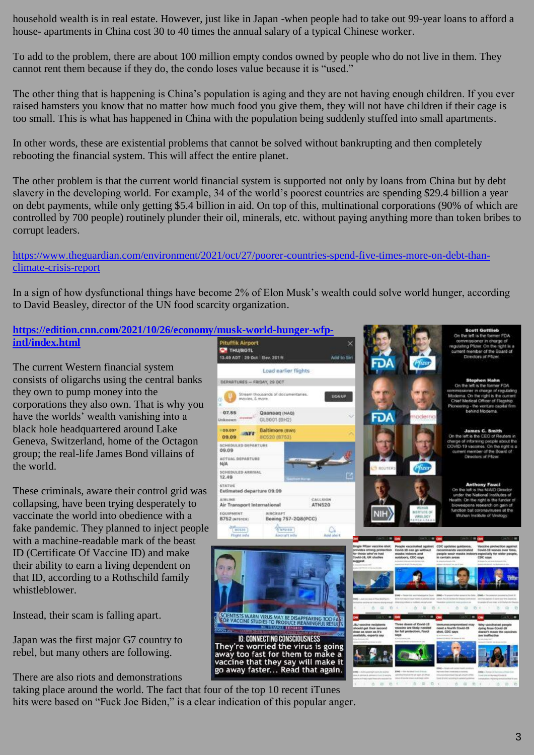household wealth is in real estate. However, just like in Japan -when people had to take out 99-year loans to afford a house- apartments in China cost 30 to 40 times the annual salary of a typical Chinese worker.

To add to the problem, there are about 100 million empty condos owned by people who do not live in them. They cannot rent them because if they do, the condo loses value because it is "used."

The other thing that is happening is China's population is aging and they are not having enough children. If you ever raised hamsters you know that no matter how much food you give them, they will not have children if their cage is too small. This is what has happened in China with the population being suddenly stuffed into small apartments.

In other words, these are existential problems that cannot be solved without bankrupting and then completely rebooting the financial system. This will affect the entire planet.

The other problem is that the current world financial system is supported not only by loans from China but by debt slavery in the developing world. For example, 34 of the world's poorest countries are spending $29.4 billion a year on debt payments, while only getting $5.4 billion in aid. On top of this, multinational corporations (90% of which are controlled by 700 people) routinely plunder their oil, minerals, etc. without paying anything more than token bribes to corrupt leaders.

https://www.theguardian.com/environment/2021/oct/27/poorer-countries-spend-five-times-more-on-debt-than-climate-crisis-report

In a sign of how dysfunctional things have become 2% of Elon Musk's wealth could solve world hunger, according to David Beasley, director of the UN food scarcity organization.

**https://edition.cnn.com/2021/10/26/economy/musk-world-hunger-wfp-intl/index.html**

The current Western financial system consists of oligarchs using the central banks they own to pump money into the corporations they also own. That is why you have the worlds' wealth vanishing into a black hole headquartered around Lake Geneva, Switzerland, home of the Octagon group; the real-life James Bond villains of the world.

These criminals, aware their control grid was collapsing, have been trying desperately to vaccinate the world into obedience with a fake pandemic. They planned to inject people with a machine-readable mark of the beast ID (Certificate Of Vaccine ID) and make their ability to earn a living dependent on that ID, according to a Rothschild family whistleblower.

Instead, their scam is falling apart.

Japan was the first major G7 country to rebel, but many others are following.

There are also riots and demonstrations taking place around the world. The fact that four of the top 10 recent iTunes hits were based on "Fuck Joe Biden," is a clear indication of this popular anger.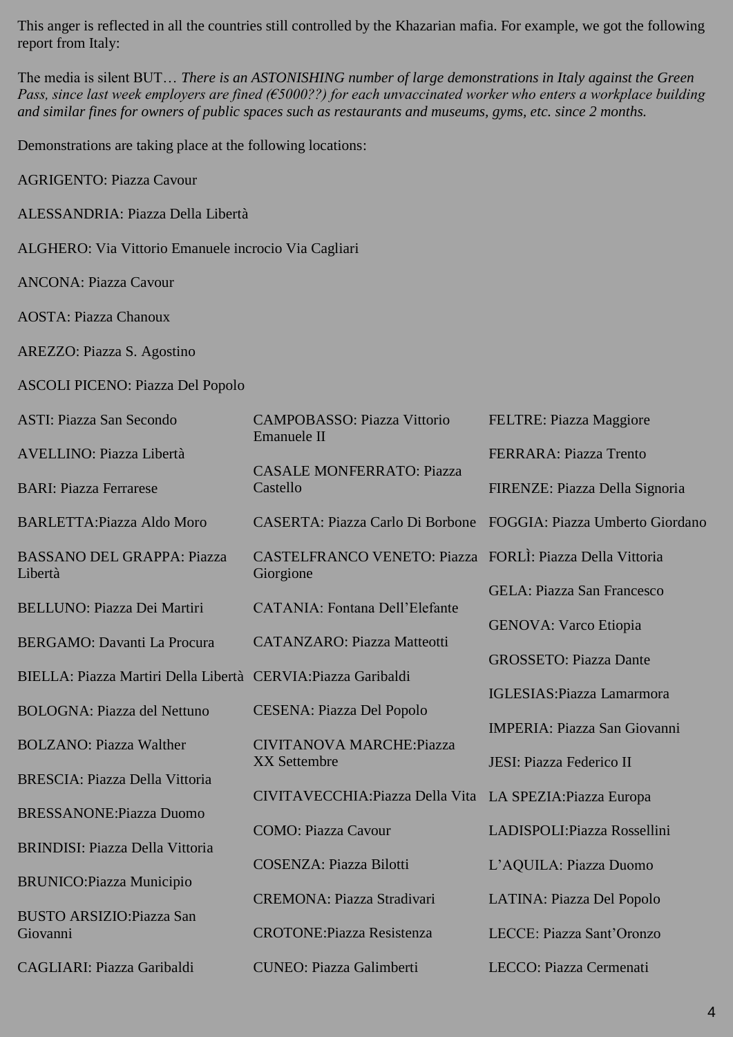This anger is reflected in all the countries still controlled by the Khazarian mafia. For example, we got the following report from Italy:

The media is silent BUT… *There is an ASTONISHING number of large demonstrations in Italy against the Green Pass, since last week employers are fined (€5000??) for each unvaccinated worker who enters a workplace building and similar fines for owners of public spaces such as restaurants and museums, gyms, etc. since 2 months.*

Demonstrations are taking place at the following locations:

AGRIGENTO: Piazza Cavour

ALESSANDRIA: Piazza Della Libertà

ALGHERO: Via Vittorio Emanuele incrocio Via Cagliari

ANCONA: Piazza Cavour

AOSTA: Piazza Chanoux

AREZZO: Piazza S. Agostino

ASCOLI PICENO: Piazza Del Popolo

ASTI: Piazza San Secondo

AVELLINO: Piazza Libertà

BARI: Piazza Ferrarese

BARLETTA:Piazza Aldo Moro

BASSANO DEL GRAPPA: Piazza Libertà

BELLUNO: Piazza Dei Martiri

BERGAMO: Davanti La Procura

BIELLA: Piazza Martiri Della Libertà

BOLOGNA: Piazza del Nettuno

BOLZANO: Piazza Walther

BRESCIA: Piazza Della Vittoria

BRESSANONE:Piazza Duomo

BRINDISI: Piazza Della Vittoria

BRUNICO:Piazza Municipio

BUSTO ARSIZIO:Piazza San Giovanni

CAGLIARI: Piazza Garibaldi

CAMPOBASSO: Piazza Vittorio Emanuele II

CASALE MONFERRATO: Piazza Castello

CASERTA: Piazza Carlo Di Borbone

CASTELFRANCO VENETO: Piazza Giorgione

CATANIA: Fontana Dell’Elefante

CATANZARO: Piazza Matteotti

CERVIA:Piazza Garibaldi

CESENA: Piazza Del Popolo

CIVITANOVA MARCHE:Piazza XX Settembre

CIVITAVECCHIA:Piazza Della Vita

COMO: Piazza Cavour

COSENZA: Piazza Bilotti

CREMONA: Piazza Stradivari

CROTONE:Piazza Resistenza

CUNEO: Piazza Galimberti

FELTRE: Piazza Maggiore

FERRARA: Piazza Trento

FIRENZE: Piazza Della Signoria

FOGGIA: Piazza Umberto Giordano

FORLÌ: Piazza Della Vittoria

GELA: Piazza San Francesco

GENOVA: Varco Etiopia

GROSSETO: Piazza Dante

IGLESIAS:Piazza Lamarmora

IMPERIA: Piazza San Giovanni

JESI: Piazza Federico II

LA SPEZIA:Piazza Europa

LADISPOLI:Piazza Rossellini

L’AQUILA: Piazza Duomo

LATINA: Piazza Del Popolo

LECCE: Piazza Sant’Oronzo

LECCO: Piazza Cermenati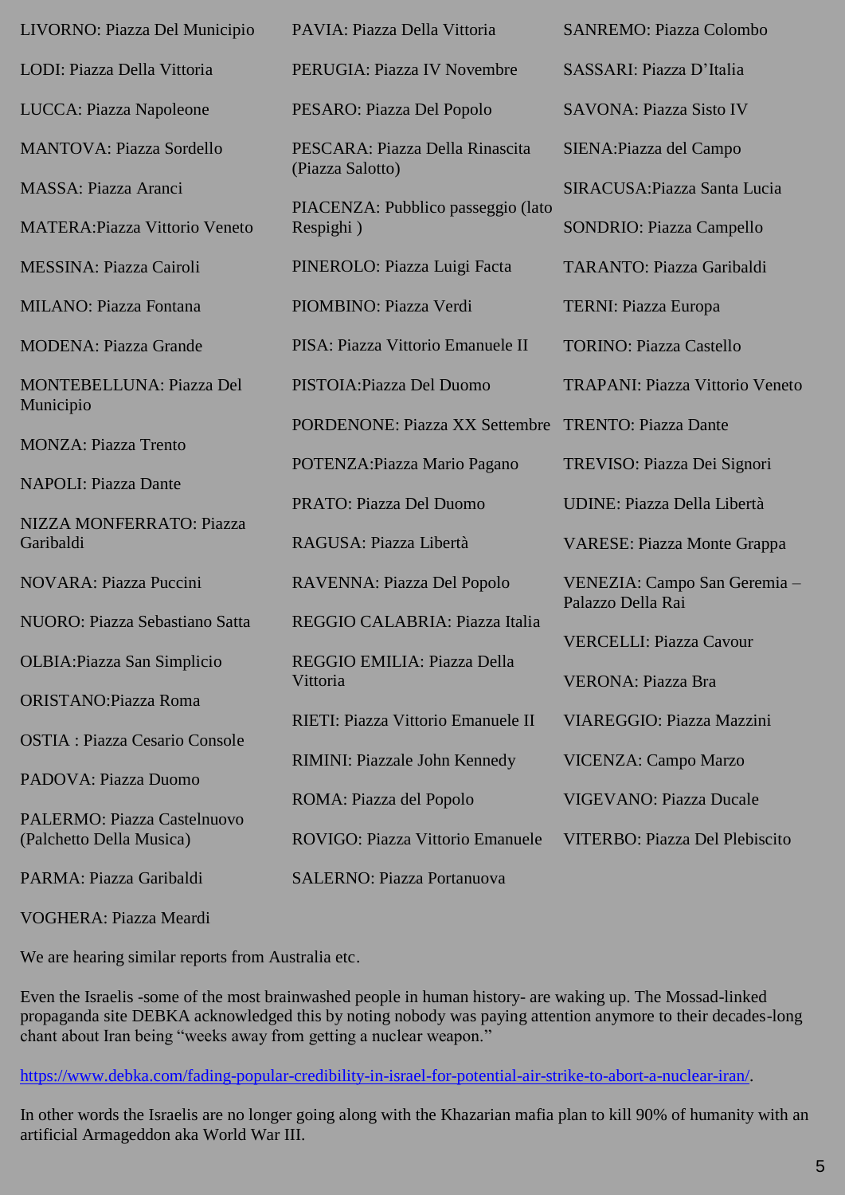LIVORNO: Piazza Del Municipio

LODI: Piazza Della Vittoria

LUCCA: Piazza Napoleone

MANTOVA: Piazza Sordello

MASSA: Piazza Aranci

MATERA:Piazza Vittorio Veneto

MESSINA: Piazza Cairoli

MILANO: Piazza Fontana

MODENA: Piazza Grande

MONTEBELLUNA: Piazza Del Municipio

MONZA: Piazza Trento

NAPOLI: Piazza Dante

NIZZA MONFERRATO: Piazza Garibaldi

NOVARA: Piazza Puccini

NUORO: Piazza Sebastiano Satta

OLBIA:Piazza San Simplicio

ORISTANO:Piazza Roma

OSTIA : Piazza Cesario Console

PADOVA: Piazza Duomo

PALERMO: Piazza Castelnuovo (Palchetto Della Musica)

PARMA: Piazza Garibaldi

PAVIA: Piazza Della Vittoria

PERUGIA: Piazza IV Novembre

PESARO: Piazza Del Popolo

PESCARA: Piazza Della Rinascita (Piazza Salotto)

PIACENZA: Pubblico passeggio (lato Respighi )

PINEROLO: Piazza Luigi Facta

PIOMBINO: Piazza Verdi

PISA: Piazza Vittorio Emanuele II

PISTOIA:Piazza Del Duomo

PORDENONE: Piazza XX Settembre

POTENZA:Piazza Mario Pagano

PRATO: Piazza Del Duomo

RAGUSA: Piazza Libertà

RAVENNA: Piazza Del Popolo

REGGIO CALABRIA: Piazza Italia

REGGIO EMILIA: Piazza Della Vittoria

RIETI: Piazza Vittorio Emanuele II

RIMINI: Piazzale John Kennedy

ROMA: Piazza del Popolo

ROVIGO: Piazza Vittorio Emanuele

SALERNO: Piazza Portanuova

SANREMO: Piazza Colombo

SASSARI: Piazza D'Italia

SAVONA: Piazza Sisto IV

SIENA:Piazza del Campo

SIRACUSA:Piazza Santa Lucia

SONDRIO: Piazza Campello

TARANTO: Piazza Garibaldi

TERNI: Piazza Europa

TORINO: Piazza Castello

TRAPANI: Piazza Vittorio Veneto

TRENTO: Piazza Dante

TREVISO: Piazza Dei Signori

UDINE: Piazza Della Libertà

VARESE: Piazza Monte Grappa

VENEZIA: Campo San Geremia – Palazzo Della Rai

VERCELLI: Piazza Cavour

VERONA: Piazza Bra

VIAREGGIO: Piazza Mazzini

VICENZA: Campo Marzo

VIGEVANO: Piazza Ducale

VITERBO: Piazza Del Plebiscito

VOGHERA: Piazza Meardi

We are hearing similar reports from Australia etc.

Even the Israelis -some of the most brainwashed people in human history- are waking up. The Mossad-linked propaganda site DEBKA acknowledged this by noting nobody was paying attention anymore to their decades-long chant about Iran being "weeks away from getting a nuclear weapon."

https://www.debka.com/fading-popular-credibility-in-israel-for-potential-air-strike-to-abort-a-nuclear-iran/.

In other words the Israelis are no longer going along with the Khazarian mafia plan to kill 90% of humanity with an artificial Armageddon aka World War III.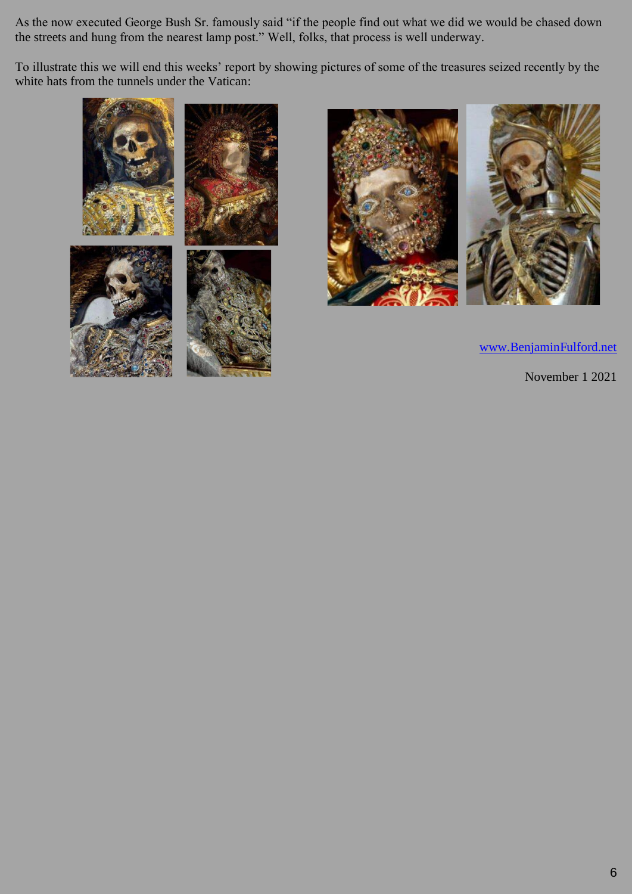As the now executed George Bush Sr. famously said "if the people find out what we did we would be chased down the streets and hung from the nearest lamp post." Well, folks, that process is well underway.

To illustrate this we will end this weeks' report by showing pictures of some of the treasures seized recently by the white hats from the tunnels under the Vatican:

www.BenjaminFulford.net

November 1 2021